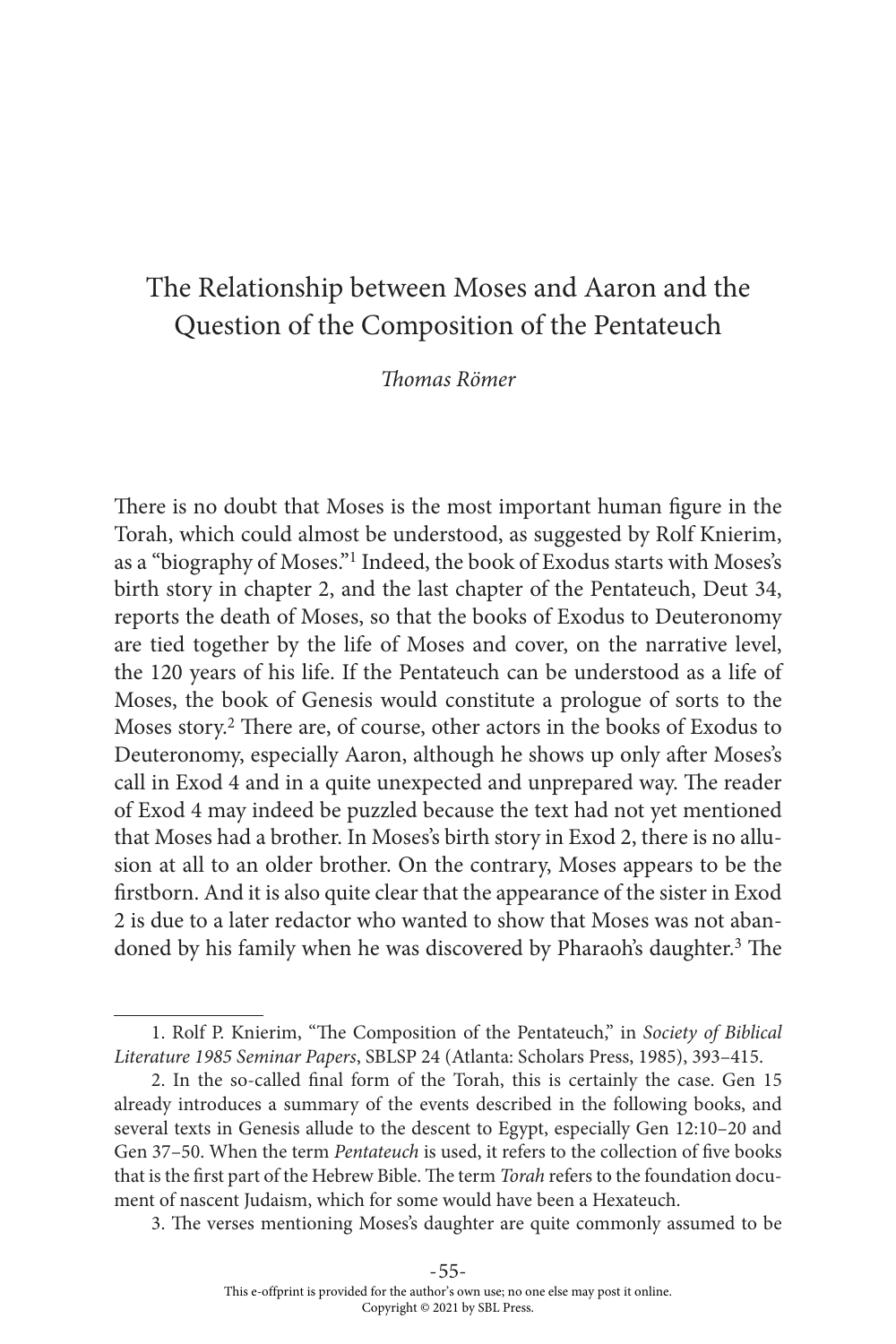# The Relationship between Moses and Aaron and the Question of the Composition of the Pentateuch

*Thomas Römer*

There is no doubt that Moses is the most important human figure in the Torah, which could almost be understood, as suggested by Rolf Knierim, as a "biography of Moses."[1] Indeed, the book of Exodus starts with Moses's birth story in chapter 2, and the last chapter of the Pentateuch, Deut 34, reports the death of Moses, so that the books of Exodus to Deuteronomy are tied together by the life of Moses and cover, on the narrative level, the 120 years of his life. If the Pentateuch can be understood as a life of Moses, the book of Genesis would constitute a prologue of sorts to the Moses story.[2] There are, of course, other actors in the books of Exodus to Deuteronomy, especially Aaron, although he shows up only after Moses's call in Exod 4 and in a quite unexpected and unprepared way. The reader of Exod 4 may indeed be puzzled because the text had not yet mentioned that Moses had a brother. In Moses's birth story in Exod 2, there is no allusion at all to an older brother. On the contrary, Moses appears to be the firstborn. And it is also quite clear that the appearance of the sister in Exod 2 is due to a later redactor who wanted to show that Moses was not abandoned by his family when he was discovered by Pharaoh's daughter.[3] The

---

1. Rolf P. Knierim, "The Composition of the Pentateuch," in *Society of Biblical Literature 1985 Seminar Papers*, SBLSP 24 (Atlanta: Scholars Press, 1985), 393–415.

2. In the so-called final form of the Torah, this is certainly the case. Gen 15 already introduces a summary of the events described in the following books, and several texts in Genesis allude to the descent to Egypt, especially Gen 12:10–20 and Gen 37–50. When the term *Pentateuch* is used, it refers to the collection of five books that is the first part of the Hebrew Bible. The term *Torah* refers to the foundation document of nascent Judaism, which for some would have been a Hexateuch.

3. The verses mentioning Moses's daughter are quite commonly assumed to be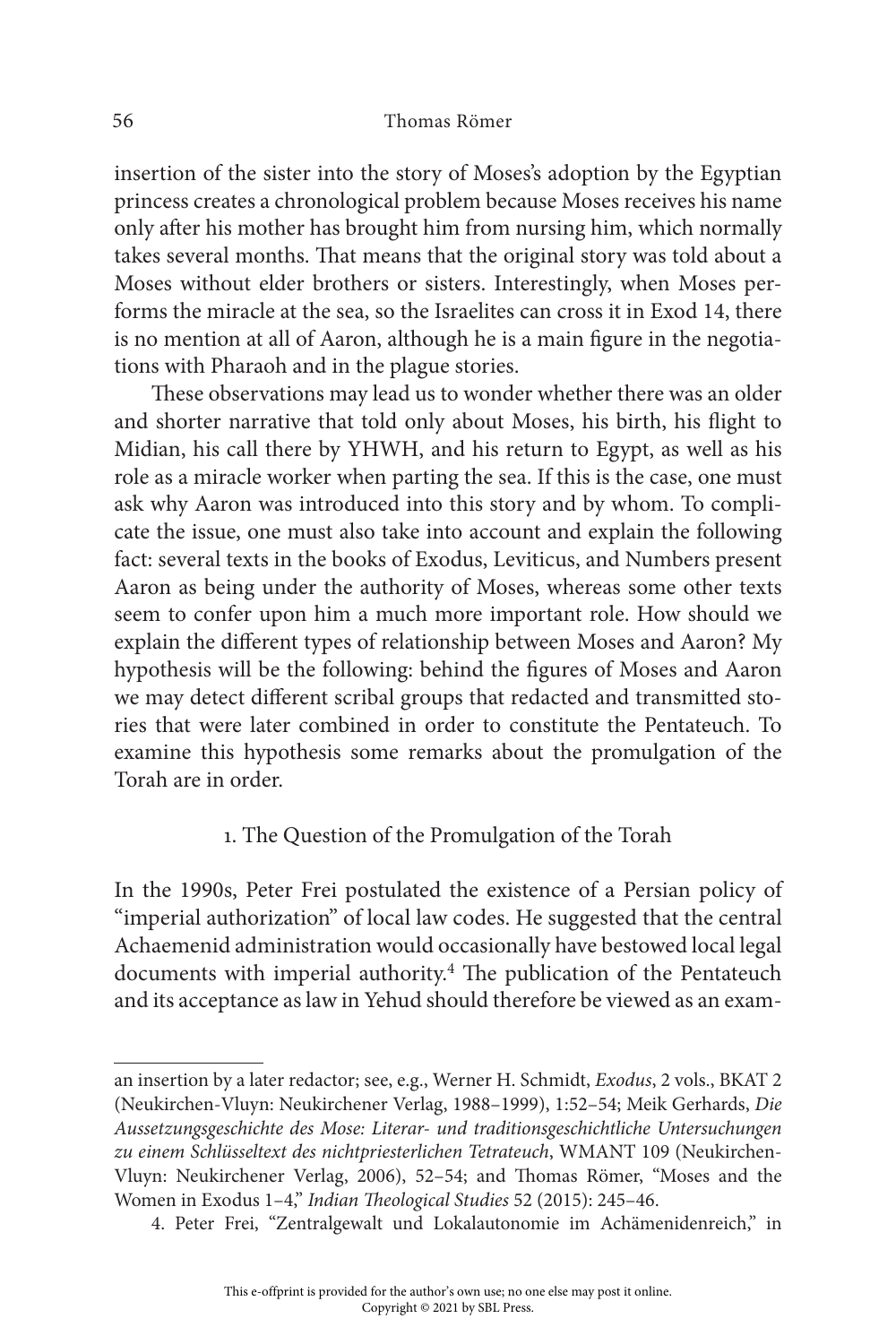insertion of the sister into the story of Moses's adoption by the Egyptian princess creates a chronological problem because Moses receives his name only after his mother has brought him from nursing him, which normally takes several months. That means that the original story was told about a Moses without elder brothers or sisters. Interestingly, when Moses performs the miracle at the sea, so the Israelites can cross it in Exod 14, there is no mention at all of Aaron, although he is a main figure in the negotiations with Pharaoh and in the plague stories.

These observations may lead us to wonder whether there was an older and shorter narrative that told only about Moses, his birth, his flight to Midian, his call there by YHWH, and his return to Egypt, as well as his role as a miracle worker when parting the sea. If this is the case, one must ask why Aaron was introduced into this story and by whom. To complicate the issue, one must also take into account and explain the following fact: several texts in the books of Exodus, Leviticus, and Numbers present Aaron as being under the authority of Moses, whereas some other texts seem to confer upon him a much more important role. How should we explain the different types of relationship between Moses and Aaron? My hypothesis will be the following: behind the figures of Moses and Aaron we may detect different scribal groups that redacted and transmitted stories that were later combined in order to constitute the Pentateuch. To examine this hypothesis some remarks about the promulgation of the Torah are in order.

## 1. The Question of the Promulgation of the Torah

In the 1990s, Peter Frei postulated the existence of a Persian policy of "imperial authorization" of local law codes. He suggested that the central Achaemenid administration would occasionally have bestowed local legal documents with imperial authority.[4] The publication of the Pentateuch and its acceptance as law in Yehud should therefore be viewed as an exam-

---

an insertion by a later redactor; see, e.g., Werner H. Schmidt, *Exodus*, 2 vols., BKAT 2 (Neukirchen-Vluyn: Neukirchener Verlag, 1988–1999), 1:52–54; Meik Gerhards, *Die Aussetzungsgeschichte des Mose: Literar- und traditionsgeschichtliche Untersuchungen zu einem Schlüsseltext des nichtpriesterlichen Tetrateuch*, WMANT 109 (Neukirchen-Vluyn: Neukirchener Verlag, 2006), 52–54; and Thomas Römer, "Moses and the Women in Exodus 1–4," *Indian Theological Studies* 52 (2015): 245–46.

4. Peter Frei, "Zentralgewalt und Lokalautonomie im Achämenidenreich," in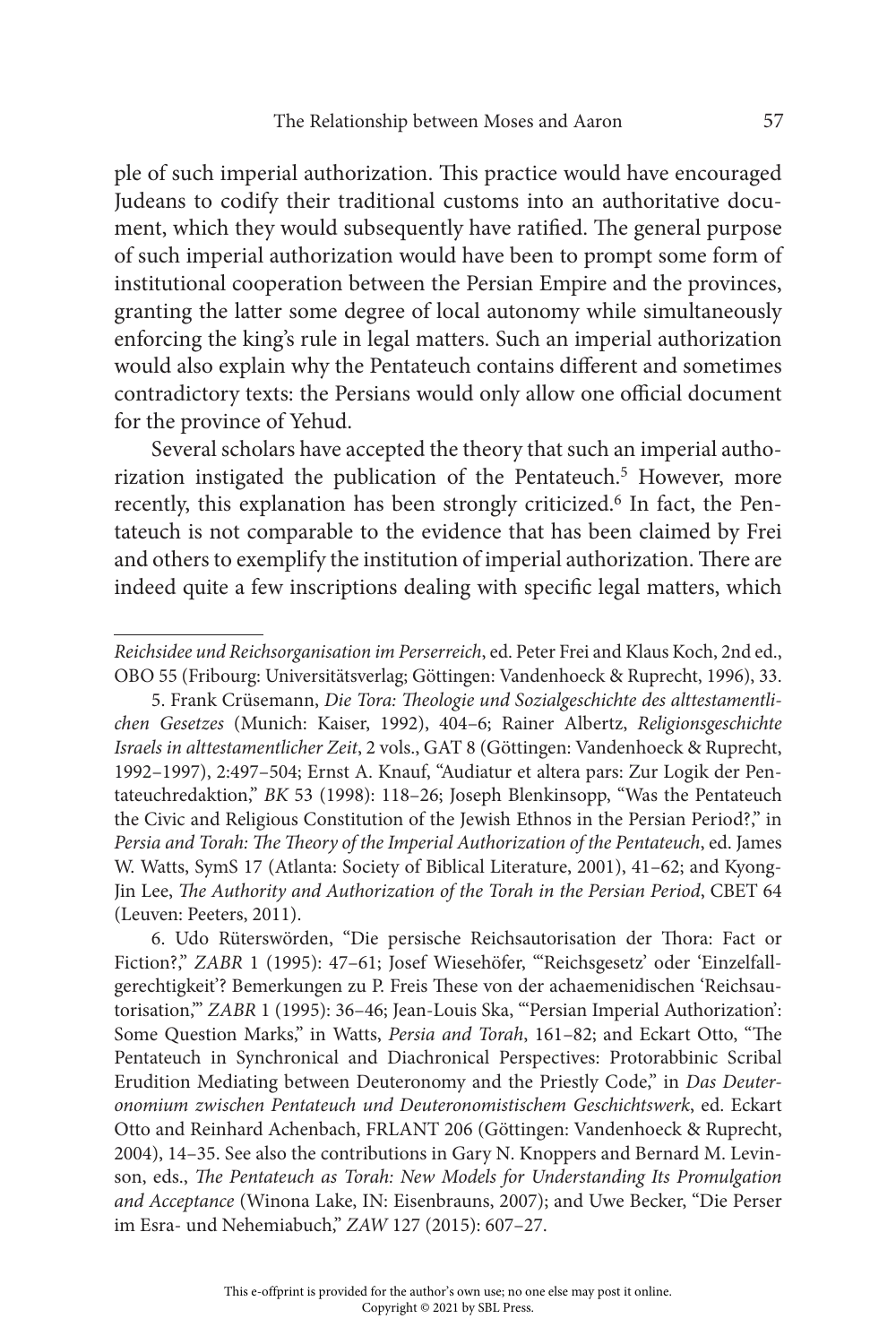ple of such imperial authorization. This practice would have encouraged Judeans to codify their traditional customs into an authoritative document, which they would subsequently have ratified. The general purpose of such imperial authorization would have been to prompt some form of institutional cooperation between the Persian Empire and the provinces, granting the latter some degree of local autonomy while simultaneously enforcing the king's rule in legal matters. Such an imperial authorization would also explain why the Pentateuch contains different and sometimes contradictory texts: the Persians would only allow one official document for the province of Yehud.

Several scholars have accepted the theory that such an imperial authorization instigated the publication of the Pentateuch.[5] However, more recently, this explanation has been strongly criticized.[6] In fact, the Pentateuch is not comparable to the evidence that has been claimed by Frei and others to exemplify the institution of imperial authorization. There are indeed quite a few inscriptions dealing with specific legal matters, which

---

*Reichsidee und Reichsorganisation im Perserreich*, ed. Peter Frei and Klaus Koch, 2nd ed., OBO 55 (Fribourg: Universitätsverlag; Göttingen: Vandenhoeck & Ruprecht, 1996), 33.

5. Frank Crüsemann, *Die Tora: Theologie und Sozialgeschichte des alttestamentlichen Gesetzes* (Munich: Kaiser, 1992), 404–6; Rainer Albertz, *Religionsgeschichte Israels in alttestamentlicher Zeit*, 2 vols., GAT 8 (Göttingen: Vandenhoeck & Ruprecht, 1992–1997), 2:497–504; Ernst A. Knauf, "Audiatur et altera pars: Zur Logik der Pentateuchredaktion," *BK* 53 (1998): 118–26; Joseph Blenkinsopp, "Was the Pentateuch the Civic and Religious Constitution of the Jewish Ethnos in the Persian Period?," in *Persia and Torah: The Theory of the Imperial Authorization of the Pentateuch*, ed. James W. Watts, SymS 17 (Atlanta: Society of Biblical Literature, 2001), 41–62; and Kyong-Jin Lee, *The Authority and Authorization of the Torah in the Persian Period*, CBET 64 (Leuven: Peeters, 2011).

6. Udo Rüterswörden, "Die persische Reichsautorisation der Thora: Fact or Fiction?," *ZABR* 1 (1995): 47–61; Josef Wiesehöfer, "'Reichsgesetz' oder 'Einzelfallgerechtigkeit'? Bemerkungen zu P. Freis These von der achaemenidischen 'Reichsautorisation,'" *ZABR* 1 (1995): 36–46; Jean-Louis Ska, "'Persian Imperial Authorization': Some Question Marks," in Watts, *Persia and Torah*, 161–82; and Eckart Otto, "The Pentateuch in Synchronical and Diachronical Perspectives: Protorabbinic Scribal Erudition Mediating between Deuteronomy and the Priestly Code," in *Das Deuteronomium zwischen Pentateuch und Deuteronomistischem Geschichtswerk*, ed. Eckart Otto and Reinhard Achenbach, FRLANT 206 (Göttingen: Vandenhoeck & Ruprecht, 2004), 14–35. See also the contributions in Gary N. Knoppers and Bernard M. Levinson, eds., *The Pentateuch as Torah: New Models for Understanding Its Promulgation and Acceptance* (Winona Lake, IN: Eisenbrauns, 2007); and Uwe Becker, "Die Perser im Esra- und Nehemiabuch," *ZAW* 127 (2015): 607–27.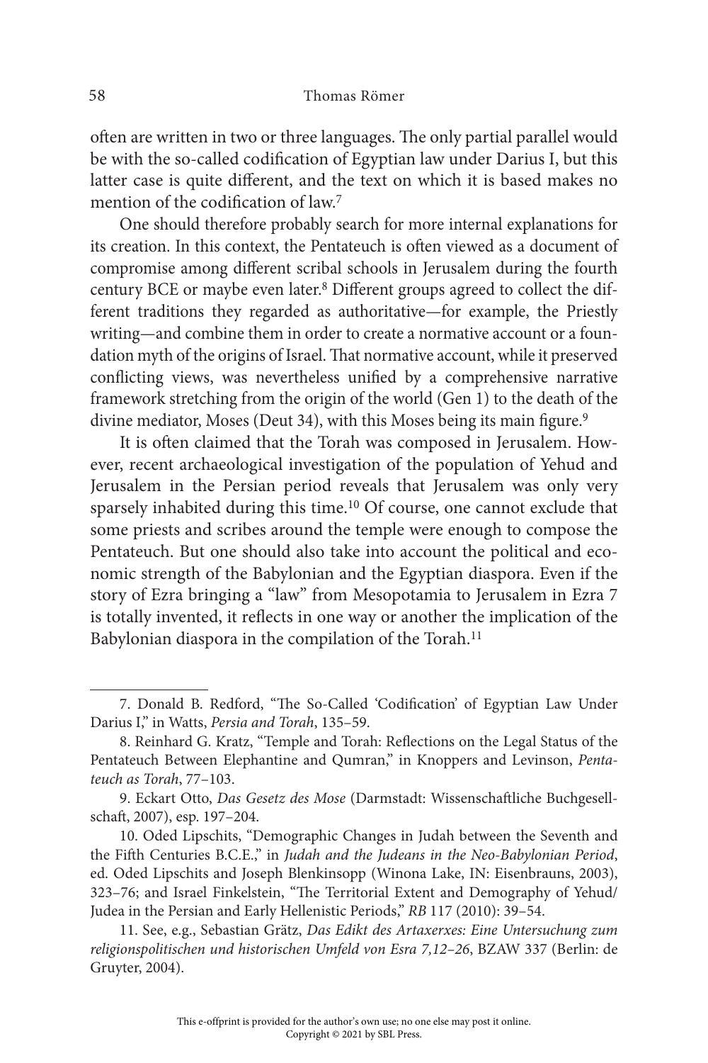often are written in two or three languages. The only partial parallel would be with the so-called codification of Egyptian law under Darius I, but this latter case is quite different, and the text on which it is based makes no mention of the codification of law.[7]

One should therefore probably search for more internal explanations for its creation. In this context, the Pentateuch is often viewed as a document of compromise among different scribal schools in Jerusalem during the fourth century BCE or maybe even later.[8] Different groups agreed to collect the different traditions they regarded as authoritative—for example, the Priestly writing—and combine them in order to create a normative account or a foundation myth of the origins of Israel. That normative account, while it preserved conflicting views, was nevertheless unified by a comprehensive narrative framework stretching from the origin of the world (Gen 1) to the death of the divine mediator, Moses (Deut 34), with this Moses being its main figure.[9]

It is often claimed that the Torah was composed in Jerusalem. However, recent archaeological investigation of the population of Yehud and Jerusalem in the Persian period reveals that Jerusalem was only very sparsely inhabited during this time.[10] Of course, one cannot exclude that some priests and scribes around the temple were enough to compose the Pentateuch. But one should also take into account the political and economic strength of the Babylonian and the Egyptian diaspora. Even if the story of Ezra bringing a "law" from Mesopotamia to Jerusalem in Ezra 7 is totally invented, it reflects in one way or another the implication of the Babylonian diaspora in the compilation of the Torah.[11]

---

7. Donald B. Redford, "The So-Called 'Codification' of Egyptian Law Under Darius I," in Watts, *Persia and Torah*, 135–59.

8. Reinhard G. Kratz, "Temple and Torah: Reflections on the Legal Status of the Pentateuch Between Elephantine and Qumran," in Knoppers and Levinson, *Pentateuch as Torah*, 77–103.

9. Eckart Otto, *Das Gesetz des Mose* (Darmstadt: Wissenschaftliche Buchgesellschaft, 2007), esp. 197–204.

10. Oded Lipschits, "Demographic Changes in Judah between the Seventh and the Fifth Centuries B.C.E.," in *Judah and the Judeans in the Neo-Babylonian Period*, ed. Oded Lipschits and Joseph Blenkinsopp (Winona Lake, IN: Eisenbrauns, 2003), 323–76; and Israel Finkelstein, "The Territorial Extent and Demography of Yehud/Judea in the Persian and Early Hellenistic Periods," *RB* 117 (2010): 39–54.

11. See, e.g., Sebastian Grätz, *Das Edikt des Artaxerxes: Eine Untersuchung zum religionspolitischen und historischen Umfeld von Esra 7,12–26*, BZAW 337 (Berlin: de Gruyter, 2004).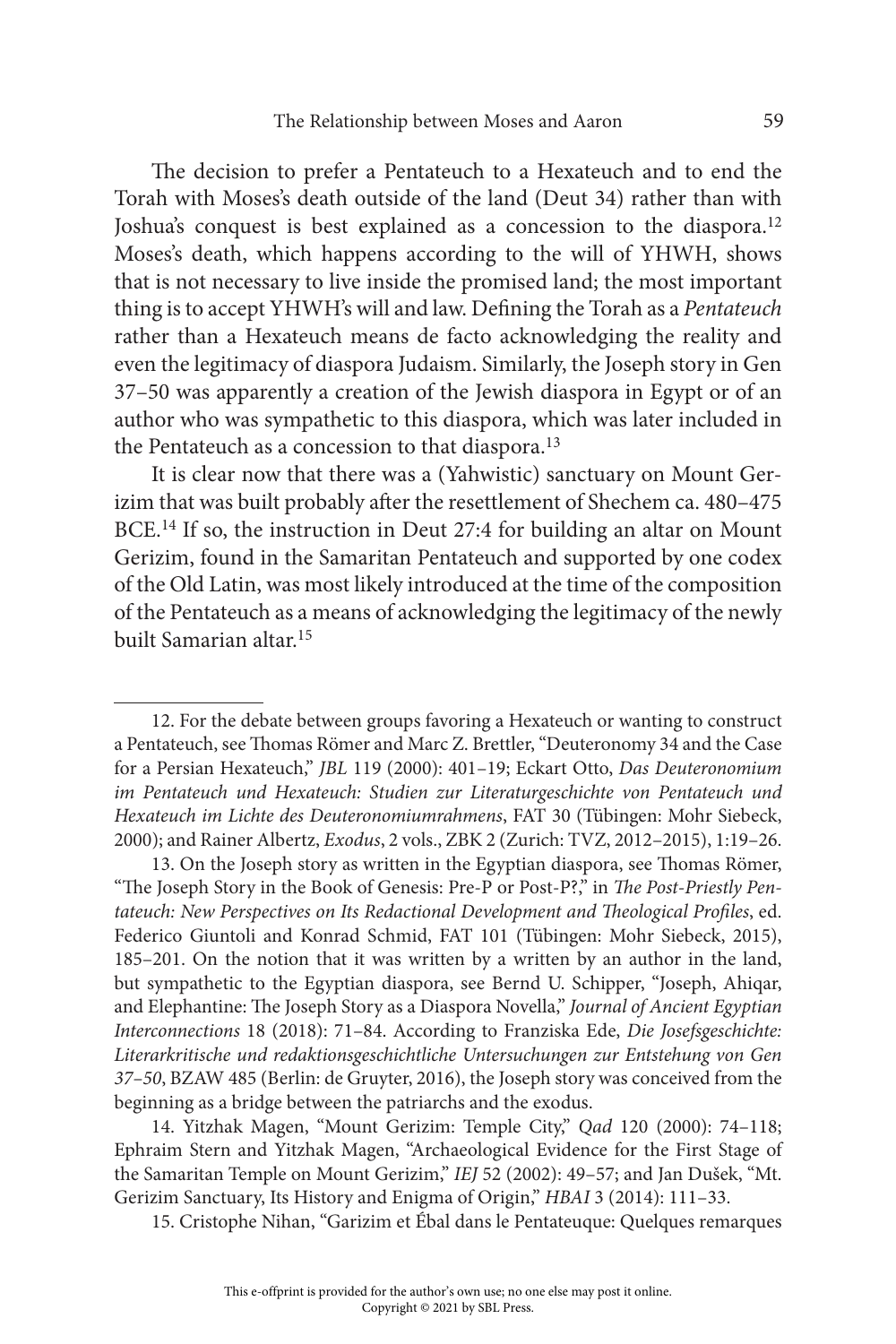The decision to prefer a Pentateuch to a Hexateuch and to end the Torah with Moses's death outside of the land (Deut 34) rather than with Joshua's conquest is best explained as a concession to the diaspora.[12] Moses's death, which happens according to the will of YHWH, shows that is not necessary to live inside the promised land; the most important thing is to accept YHWH's will and law. Defining the Torah as a *Pentateuch* rather than a Hexateuch means de facto acknowledging the reality and even the legitimacy of diaspora Judaism. Similarly, the Joseph story in Gen 37–50 was apparently a creation of the Jewish diaspora in Egypt or of an author who was sympathetic to this diaspora, which was later included in the Pentateuch as a concession to that diaspora.[13]

It is clear now that there was a (Yahwistic) sanctuary on Mount Gerizim that was built probably after the resettlement of Shechem ca. 480–475 BCE.[14] If so, the instruction in Deut 27:4 for building an altar on Mount Gerizim, found in the Samaritan Pentateuch and supported by one codex of the Old Latin, was most likely introduced at the time of the composition of the Pentateuch as a means of acknowledging the legitimacy of the newly built Samarian altar.[15]

---

12. For the debate between groups favoring a Hexateuch or wanting to construct a Pentateuch, see Thomas Römer and Marc Z. Brettler, "Deuteronomy 34 and the Case for a Persian Hexateuch," *JBL* 119 (2000): 401–19; Eckart Otto, *Das Deuteronomium im Pentateuch und Hexateuch: Studien zur Literaturgeschichte von Pentateuch und Hexateuch im Lichte des Deuteronomiumrahmens*, FAT 30 (Tübingen: Mohr Siebeck, 2000); and Rainer Albertz, *Exodus*, 2 vols., ZBK 2 (Zurich: TVZ, 2012–2015), 1:19–26.

13. On the Joseph story as written in the Egyptian diaspora, see Thomas Römer, "The Joseph Story in the Book of Genesis: Pre-P or Post-P?," in *The Post-Priestly Pentateuch: New Perspectives on Its Redactional Development and Theological Profiles*, ed. Federico Giuntoli and Konrad Schmid, FAT 101 (Tübingen: Mohr Siebeck, 2015), 185–201. On the notion that it was written by a written by an author in the land, but sympathetic to the Egyptian diaspora, see Bernd U. Schipper, "Joseph, Ahiqar, and Elephantine: The Joseph Story as a Diaspora Novella," *Journal of Ancient Egyptian Interconnections* 18 (2018): 71–84. According to Franziska Ede, *Die Josefsgeschichte: Literarkritische und redaktionsgeschichtliche Untersuchungen zur Entstehung von Gen 37–50*, BZAW 485 (Berlin: de Gruyter, 2016), the Joseph story was conceived from the beginning as a bridge between the patriarchs and the exodus.

14. Yitzhak Magen, "Mount Gerizim: Temple City," *Qad* 120 (2000): 74–118; Ephraim Stern and Yitzhak Magen, "Archaeological Evidence for the First Stage of the Samaritan Temple on Mount Gerizim," *IEJ* 52 (2002): 49–57; and Jan Dušek, "Mt. Gerizim Sanctuary, Its History and Enigma of Origin," *HBAI* 3 (2014): 111–33.

15. Cristophe Nihan, "Garizim et Ébal dans le Pentateuque: Quelques remarques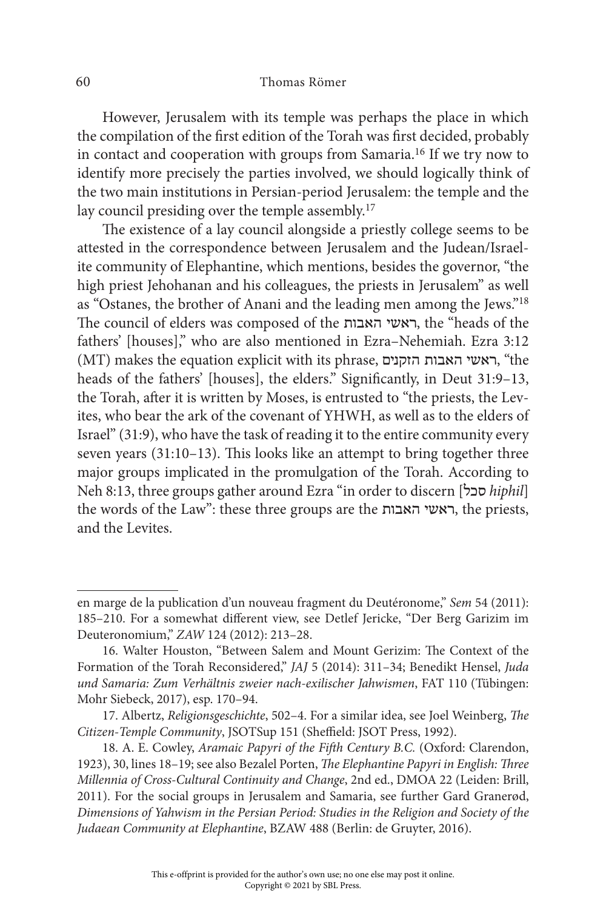However, Jerusalem with its temple was perhaps the place in which the compilation of the first edition of the Torah was first decided, probably in contact and cooperation with groups from Samaria.[16] If we try now to identify more precisely the parties involved, we should logically think of the two main institutions in Persian-period Jerusalem: the temple and the lay council presiding over the temple assembly.[17]

The existence of a lay council alongside a priestly college seems to be attested in the correspondence between Jerusalem and the Judean/Israelite community of Elephantine, which mentions, besides the governor, "the high priest Jehohanan and his colleagues, the priests in Jerusalem" as well as "Ostanes, the brother of Anani and the leading men among the Jews."[18] The council of elders was composed of the ראשי האבות, the "heads of the fathers' [houses]," who are also mentioned in Ezra–Nehemiah. Ezra 3:12 (MT) makes the equation explicit with its phrase, ראשי האבות הזקנים, "the heads of the fathers' [houses], the elders." Significantly, in Deut 31:9–13, the Torah, after it is written by Moses, is entrusted to "the priests, the Levites, who bear the ark of the covenant of YHWH, as well as to the elders of Israel" (31:9), who have the task of reading it to the entire community every seven years (31:10–13). This looks like an attempt to bring together three major groups implicated in the promulgation of the Torah. According to Neh 8:13, three groups gather around Ezra "in order to discern [סכל *hiphil*] the words of the Law": these three groups are the ראשי האבות, the priests, and the Levites.

---

en marge de la publication d'un nouveau fragment du Deutéronome," *Sem* 54 (2011): 185–210. For a somewhat different view, see Detlef Jericke, "Der Berg Garizim im Deuteronomium," *ZAW* 124 (2012): 213–28.

16. Walter Houston, "Between Salem and Mount Gerizim: The Context of the Formation of the Torah Reconsidered," *JAJ* 5 (2014): 311–34; Benedikt Hensel, *Juda und Samaria: Zum Verhältnis zweier nach-exilischer Jahwismen*, FAT 110 (Tübingen: Mohr Siebeck, 2017), esp. 170–94.

17. Albertz, *Religionsgeschichte*, 502–4. For a similar idea, see Joel Weinberg, *The Citizen-Temple Community*, JSOTSup 151 (Sheffield: JSOT Press, 1992).

18. A. E. Cowley, *Aramaic Papyri of the Fifth Century B.C.* (Oxford: Clarendon, 1923), 30, lines 18–19; see also Bezalel Porten, *The Elephantine Papyri in English: Three Millennia of Cross-Cultural Continuity and Change*, 2nd ed., DMOA 22 (Leiden: Brill, 2011). For the social groups in Jerusalem and Samaria, see further Gard Granerød, *Dimensions of Yahwism in the Persian Period: Studies in the Religion and Society of the Judaean Community at Elephantine*, BZAW 488 (Berlin: de Gruyter, 2016).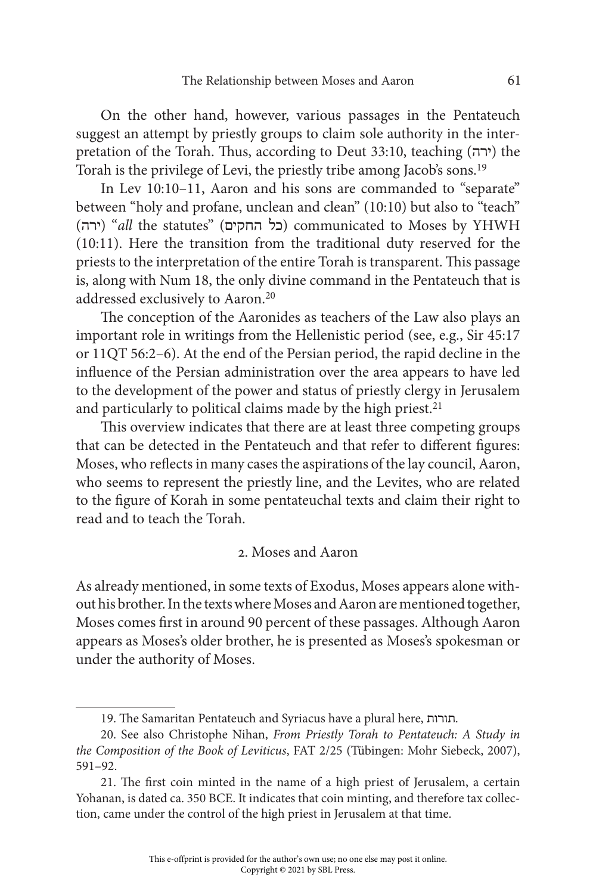On the other hand, however, various passages in the Pentateuch suggest an attempt by priestly groups to claim sole authority in the interpretation of the Torah. Thus, according to Deut 33:10, teaching (ירה) the Torah is the privilege of Levi, the priestly tribe among Jacob's sons.[19]

In Lev 10:10–11, Aaron and his sons are commanded to "separate" between "holy and profane, unclean and clean" (10:10) but also to "teach" (ירה) "*all* the statutes" (כל החקים) communicated to Moses by YHWH (10:11). Here the transition from the traditional duty reserved for the priests to the interpretation of the entire Torah is transparent. This passage is, along with Num 18, the only divine command in the Pentateuch that is addressed exclusively to Aaron.[20]

The conception of the Aaronides as teachers of the Law also plays an important role in writings from the Hellenistic period (see, e.g., Sir 45:17 or 11QT 56:2–6). At the end of the Persian period, the rapid decline in the influence of the Persian administration over the area appears to have led to the development of the power and status of priestly clergy in Jerusalem and particularly to political claims made by the high priest.[21]

This overview indicates that there are at least three competing groups that can be detected in the Pentateuch and that refer to different figures: Moses, who reflects in many cases the aspirations of the lay council, Aaron, who seems to represent the priestly line, and the Levites, who are related to the figure of Korah in some pentateuchal texts and claim their right to read and to teach the Torah.

## 2. Moses and Aaron

As already mentioned, in some texts of Exodus, Moses appears alone without his brother. In the texts where Moses and Aaron are mentioned together, Moses comes first in around 90 percent of these passages. Although Aaron appears as Moses's older brother, he is presented as Moses's spokesman or under the authority of Moses.

---

19. The Samaritan Pentateuch and Syriacus have a plural here, תורות.

20. See also Christophe Nihan, *From Priestly Torah to Pentateuch: A Study in the Composition of the Book of Leviticus*, FAT 2/25 (Tübingen: Mohr Siebeck, 2007), 591–92.

21. The first coin minted in the name of a high priest of Jerusalem, a certain Yohanan, is dated ca. 350 BCE. It indicates that coin minting, and therefore tax collection, came under the control of the high priest in Jerusalem at that time.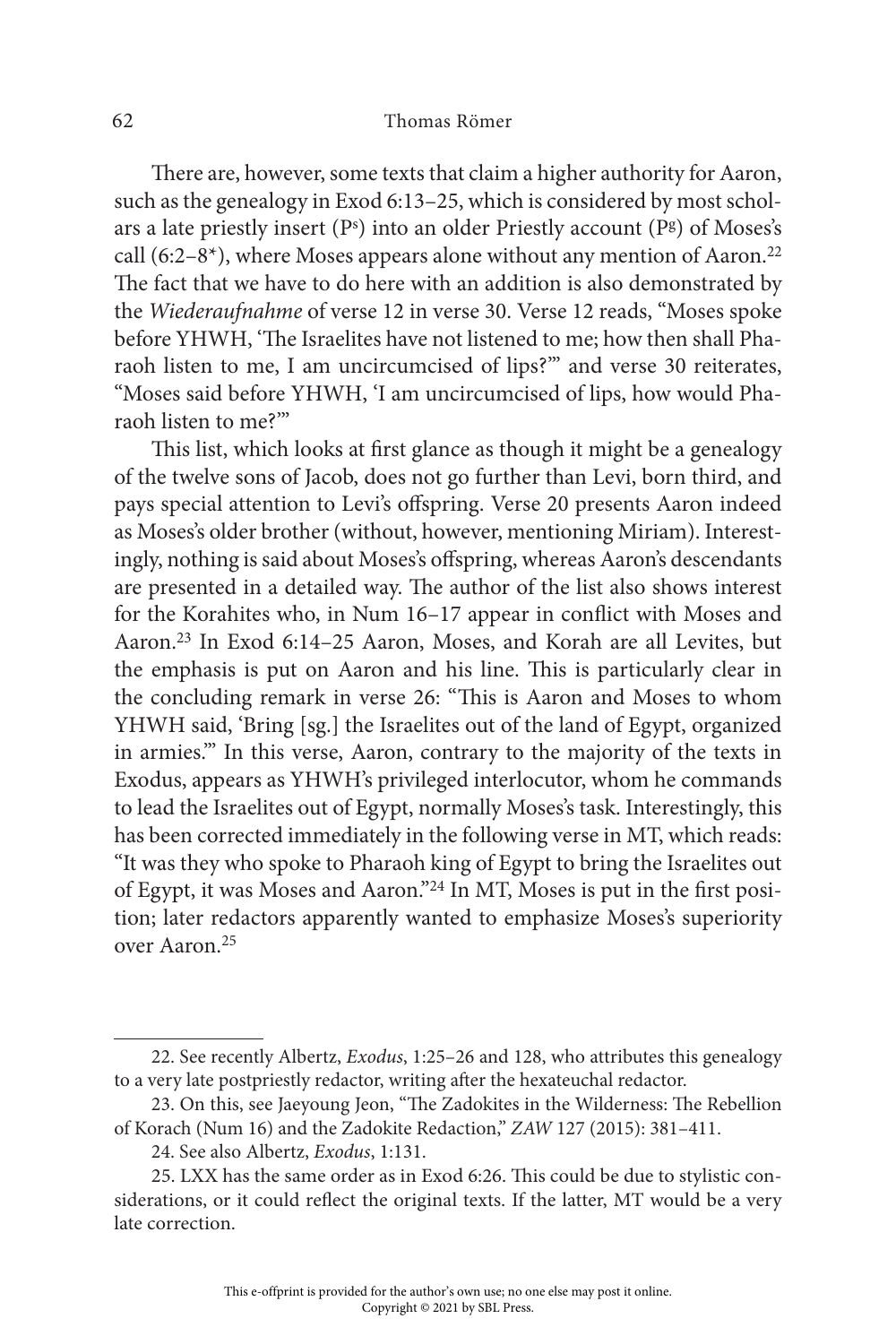There are, however, some texts that claim a higher authority for Aaron, such as the genealogy in Exod 6:13–25, which is considered by most scholars a late priestly insert (P[s]) into an older Priestly account (P[g]) of Moses's call (6:2–8*), where Moses appears alone without any mention of Aaron.[22] The fact that we have to do here with an addition is also demonstrated by the *Wiederaufnahme* of verse 12 in verse 30. Verse 12 reads, "Moses spoke before YHWH, 'The Israelites have not listened to me; how then shall Pharaoh listen to me, I am uncircumcised of lips?'" and verse 30 reiterates, "Moses said before YHWH, 'I am uncircumcised of lips, how would Pharaoh listen to me?'"

This list, which looks at first glance as though it might be a genealogy of the twelve sons of Jacob, does not go further than Levi, born third, and pays special attention to Levi's offspring. Verse 20 presents Aaron indeed as Moses's older brother (without, however, mentioning Miriam). Interestingly, nothing is said about Moses's offspring, whereas Aaron's descendants are presented in a detailed way. The author of the list also shows interest for the Korahites who, in Num 16–17 appear in conflict with Moses and Aaron.[23] In Exod 6:14–25 Aaron, Moses, and Korah are all Levites, but the emphasis is put on Aaron and his line. This is particularly clear in the concluding remark in verse 26: "This is Aaron and Moses to whom YHWH said, 'Bring [sg.] the Israelites out of the land of Egypt, organized in armies.'" In this verse, Aaron, contrary to the majority of the texts in Exodus, appears as YHWH's privileged interlocutor, whom he commands to lead the Israelites out of Egypt, normally Moses's task. Interestingly, this has been corrected immediately in the following verse in MT, which reads: "It was they who spoke to Pharaoh king of Egypt to bring the Israelites out of Egypt, it was Moses and Aaron."[24] In MT, Moses is put in the first position; later redactors apparently wanted to emphasize Moses's superiority over Aaron.[25]

---

22. See recently Albertz, *Exodus*, 1:25–26 and 128, who attributes this genealogy to a very late postpriestly redactor, writing after the hexateuchal redactor.

23. On this, see Jaeyoung Jeon, "The Zadokites in the Wilderness: The Rebellion of Korach (Num 16) and the Zadokite Redaction," *ZAW* 127 (2015): 381–411.

24. See also Albertz, *Exodus*, 1:131.

25. LXX has the same order as in Exod 6:26. This could be due to stylistic considerations, or it could reflect the original texts. If the latter, MT would be a very late correction.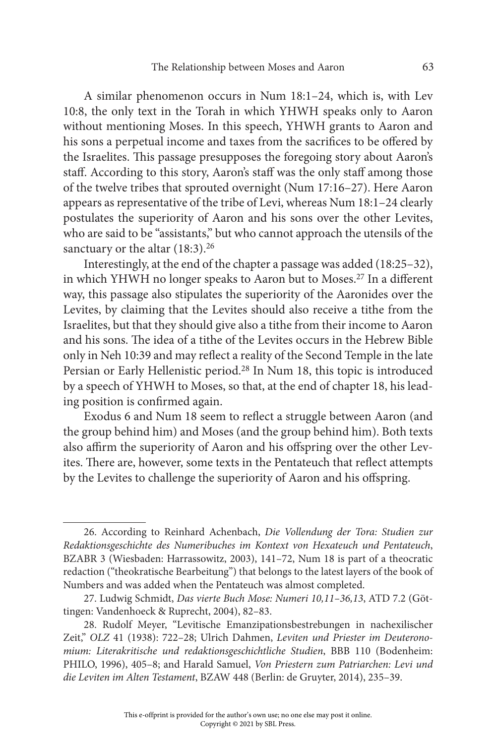A similar phenomenon occurs in Num 18:1–24, which is, with Lev 10:8, the only text in the Torah in which YHWH speaks only to Aaron without mentioning Moses. In this speech, YHWH grants to Aaron and his sons a perpetual income and taxes from the sacrifices to be offered by the Israelites. This passage presupposes the foregoing story about Aaron's staff. According to this story, Aaron's staff was the only staff among those of the twelve tribes that sprouted overnight (Num 17:16–27). Here Aaron appears as representative of the tribe of Levi, whereas Num 18:1–24 clearly postulates the superiority of Aaron and his sons over the other Levites, who are said to be "assistants," but who cannot approach the utensils of the sanctuary or the altar (18:3).[26]

Interestingly, at the end of the chapter a passage was added (18:25–32), in which YHWH no longer speaks to Aaron but to Moses.[27] In a different way, this passage also stipulates the superiority of the Aaronides over the Levites, by claiming that the Levites should also receive a tithe from the Israelites, but that they should give also a tithe from their income to Aaron and his sons. The idea of a tithe of the Levites occurs in the Hebrew Bible only in Neh 10:39 and may reflect a reality of the Second Temple in the late Persian or Early Hellenistic period.[28] In Num 18, this topic is introduced by a speech of YHWH to Moses, so that, at the end of chapter 18, his leading position is confirmed again.

Exodus 6 and Num 18 seem to reflect a struggle between Aaron (and the group behind him) and Moses (and the group behind him). Both texts also affirm the superiority of Aaron and his offspring over the other Levites. There are, however, some texts in the Pentateuch that reflect attempts by the Levites to challenge the superiority of Aaron and his offspring.

---

26. According to Reinhard Achenbach, *Die Vollendung der Tora: Studien zur Redaktionsgeschichte des Numeribuches im Kontext von Hexateuch und Pentateuch*, BZABR 3 (Wiesbaden: Harrassowitz, 2003), 141–72, Num 18 is part of a theocratic redaction ("theokratische Bearbeitung") that belongs to the latest layers of the book of Numbers and was added when the Pentateuch was almost completed.

27. Ludwig Schmidt, *Das vierte Buch Mose: Numeri 10,11–36,13*, ATD 7.2 (Göttingen: Vandenhoeck & Ruprecht, 2004), 82–83.

28. Rudolf Meyer, "Levitische Emanzipationsbestrebungen in nachexilischer Zeit," *OLZ* 41 (1938): 722–28; Ulrich Dahmen, *Leviten und Priester im Deuteronomium: Literakritische und redaktionsgeschichtliche Studien*, BBB 110 (Bodenheim: PHILO, 1996), 405–8; and Harald Samuel, *Von Priestern zum Patriarchen: Levi und die Leviten im Alten Testament*, BZAW 448 (Berlin: de Gruyter, 2014), 235–39.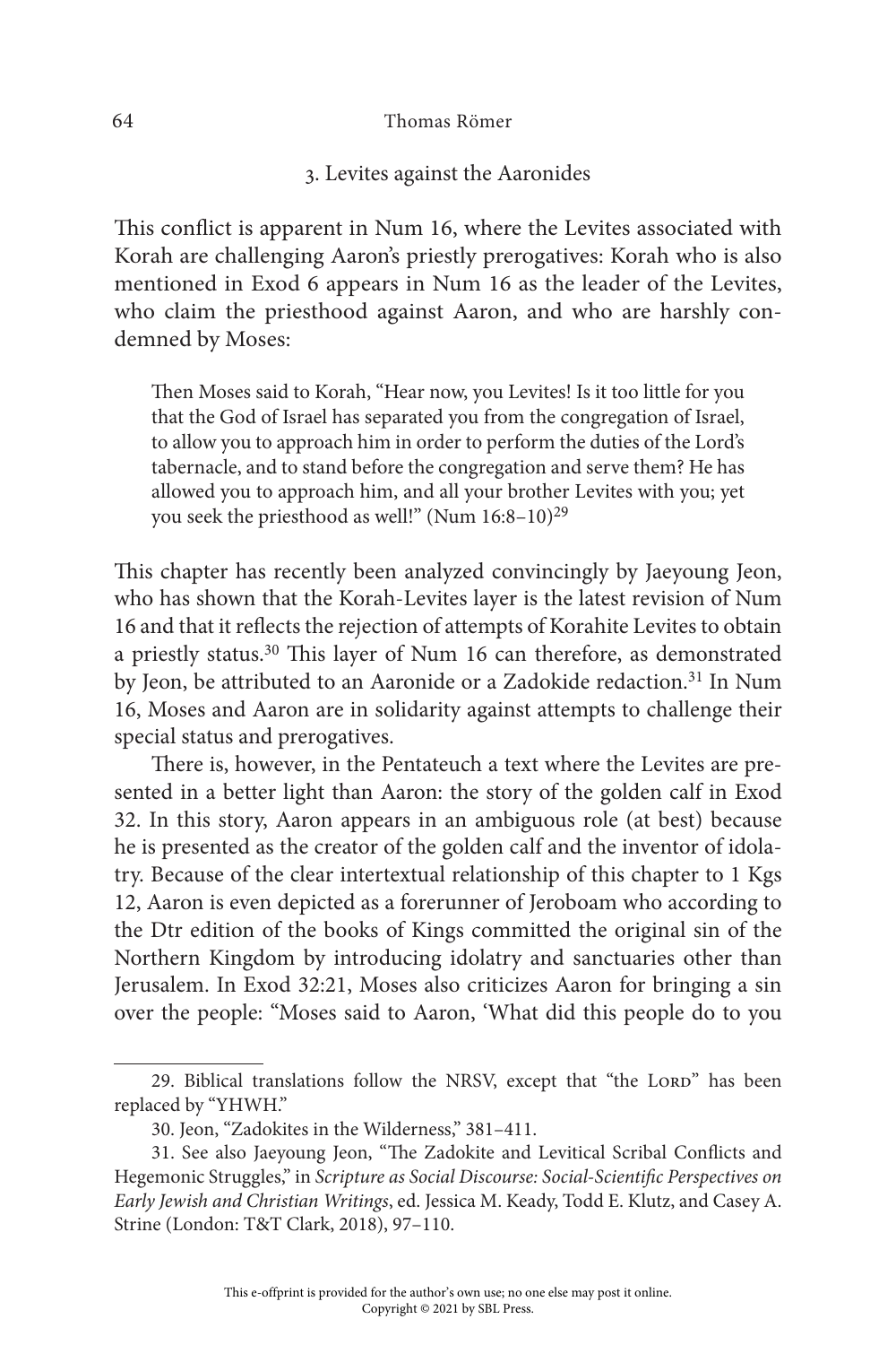## 3. Levites against the Aaronides

This conflict is apparent in Num 16, where the Levites associated with Korah are challenging Aaron's priestly prerogatives: Korah who is also mentioned in Exod 6 appears in Num 16 as the leader of the Levites, who claim the priesthood against Aaron, and who are harshly condemned by Moses:

> Then Moses said to Korah, "Hear now, you Levites! Is it too little for you that the God of Israel has separated you from the congregation of Israel, to allow you to approach him in order to perform the duties of the Lord's tabernacle, and to stand before the congregation and serve them? He has allowed you to approach him, and all your brother Levites with you; yet you seek the priesthood as well!" (Num 16:8–10)[29]

This chapter has recently been analyzed convincingly by Jaeyoung Jeon, who has shown that the Korah-Levites layer is the latest revision of Num 16 and that it reflects the rejection of attempts of Korahite Levites to obtain a priestly status.[30] This layer of Num 16 can therefore, as demonstrated by Jeon, be attributed to an Aaronide or a Zadokide redaction.[31] In Num 16, Moses and Aaron are in solidarity against attempts to challenge their special status and prerogatives.

There is, however, in the Pentateuch a text where the Levites are presented in a better light than Aaron: the story of the golden calf in Exod 32. In this story, Aaron appears in an ambiguous role (at best) because he is presented as the creator of the golden calf and the inventor of idolatry. Because of the clear intertextual relationship of this chapter to 1 Kgs 12, Aaron is even depicted as a forerunner of Jeroboam who according to the Dtr edition of the books of Kings committed the original sin of the Northern Kingdom by introducing idolatry and sanctuaries other than Jerusalem. In Exod 32:21, Moses also criticizes Aaron for bringing a sin over the people: "Moses said to Aaron, 'What did this people do to you

---

29. Biblical translations follow the NRSV, except that "the Lord" has been replaced by "YHWH."

30. Jeon, "Zadokites in the Wilderness," 381–411.

31. See also Jaeyoung Jeon, "The Zadokite and Levitical Scribal Conflicts and Hegemonic Struggles," in *Scripture as Social Discourse: Social-Scientific Perspectives on Early Jewish and Christian Writings*, ed. Jessica M. Keady, Todd E. Klutz, and Casey A. Strine (London: T&T Clark, 2018), 97–110.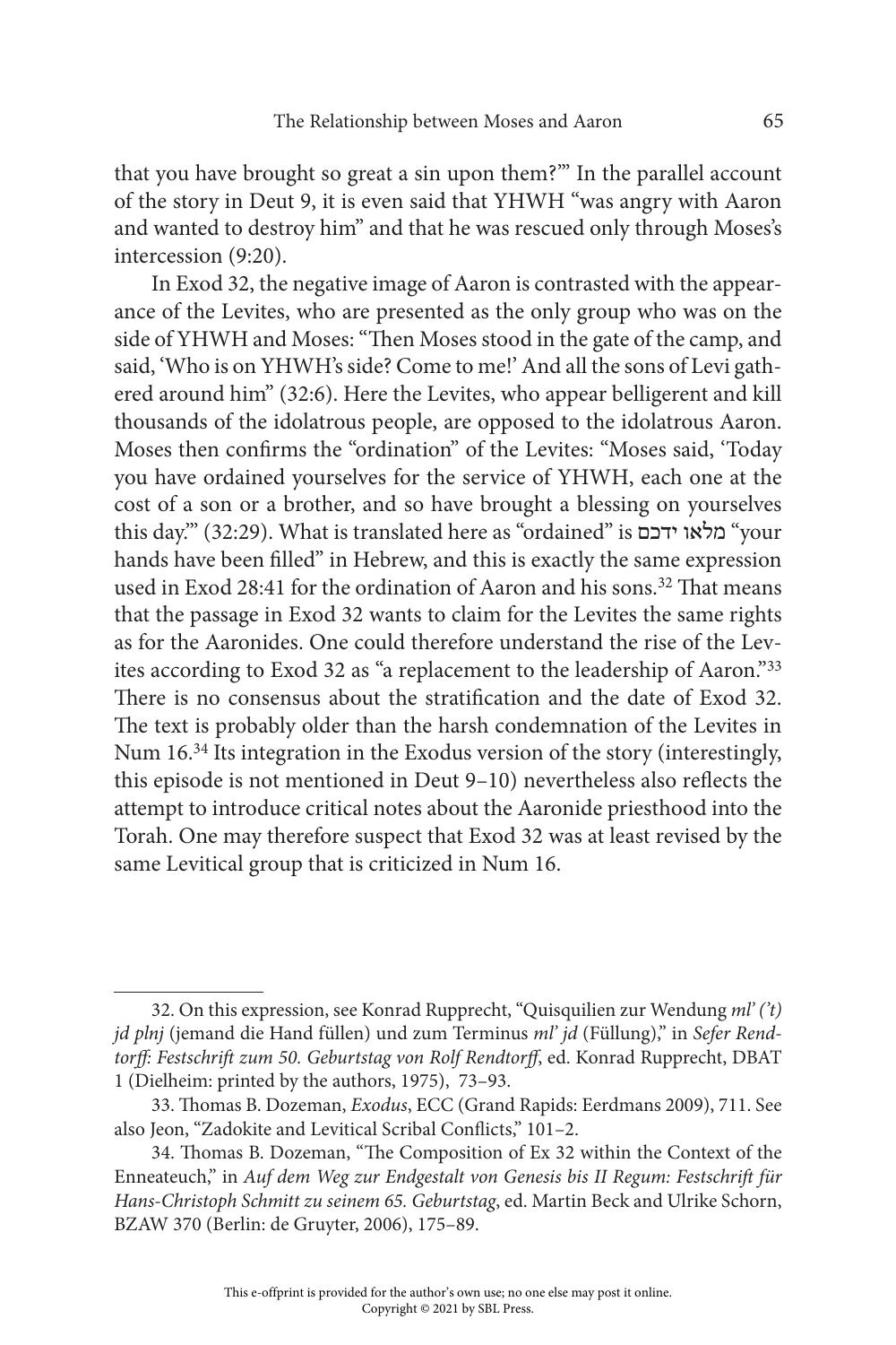that you have brought so great a sin upon them?'" In the parallel account of the story in Deut 9, it is even said that YHWH "was angry with Aaron and wanted to destroy him" and that he was rescued only through Moses's intercession (9:20).

In Exod 32, the negative image of Aaron is contrasted with the appearance of the Levites, who are presented as the only group who was on the side of YHWH and Moses: "Then Moses stood in the gate of the camp, and said, 'Who is on YHWH's side? Come to me!' And all the sons of Levi gathered around him" (32:6). Here the Levites, who appear belligerent and kill thousands of the idolatrous people, are opposed to the idolatrous Aaron. Moses then confirms the "ordination" of the Levites: "Moses said, 'Today you have ordained yourselves for the service of YHWH, each one at the cost of a son or a brother, and so have brought a blessing on yourselves this day.'" (32:29). What is translated here as "ordained" is מלאו ידכם "your hands have been filled" in Hebrew, and this is exactly the same expression used in Exod 28:41 for the ordination of Aaron and his sons.[32] That means that the passage in Exod 32 wants to claim for the Levites the same rights as for the Aaronides. One could therefore understand the rise of the Levites according to Exod 32 as "a replacement to the leadership of Aaron."[33] There is no consensus about the stratification and the date of Exod 32. The text is probably older than the harsh condemnation of the Levites in Num 16.[34] Its integration in the Exodus version of the story (interestingly, this episode is not mentioned in Deut 9–10) nevertheless also reflects the attempt to introduce critical notes about the Aaronide priesthood into the Torah. One may therefore suspect that Exod 32 was at least revised by the same Levitical group that is criticized in Num 16.

---

32. On this expression, see Konrad Rupprecht, "Quisquilien zur Wendung *ml' ('t) jd plnj* (jemand die Hand füllen) und zum Terminus *ml' jd* (Füllung)," in *Sefer Rendtorff: Festschrift zum 50. Geburtstag von Rolf Rendtorff*, ed. Konrad Rupprecht, DBAT 1 (Dielheim: printed by the authors, 1975), 73–93.

33. Thomas B. Dozeman, *Exodus*, ECC (Grand Rapids: Eerdmans 2009), 711. See also Jeon, "Zadokite and Levitical Scribal Conflicts," 101–2.

34. Thomas B. Dozeman, "The Composition of Ex 32 within the Context of the Enneateuch," in *Auf dem Weg zur Endgestalt von Genesis bis II Regum: Festschrift für Hans-Christoph Schmitt zu seinem 65. Geburtstag*, ed. Martin Beck and Ulrike Schorn, BZAW 370 (Berlin: de Gruyter, 2006), 175–89.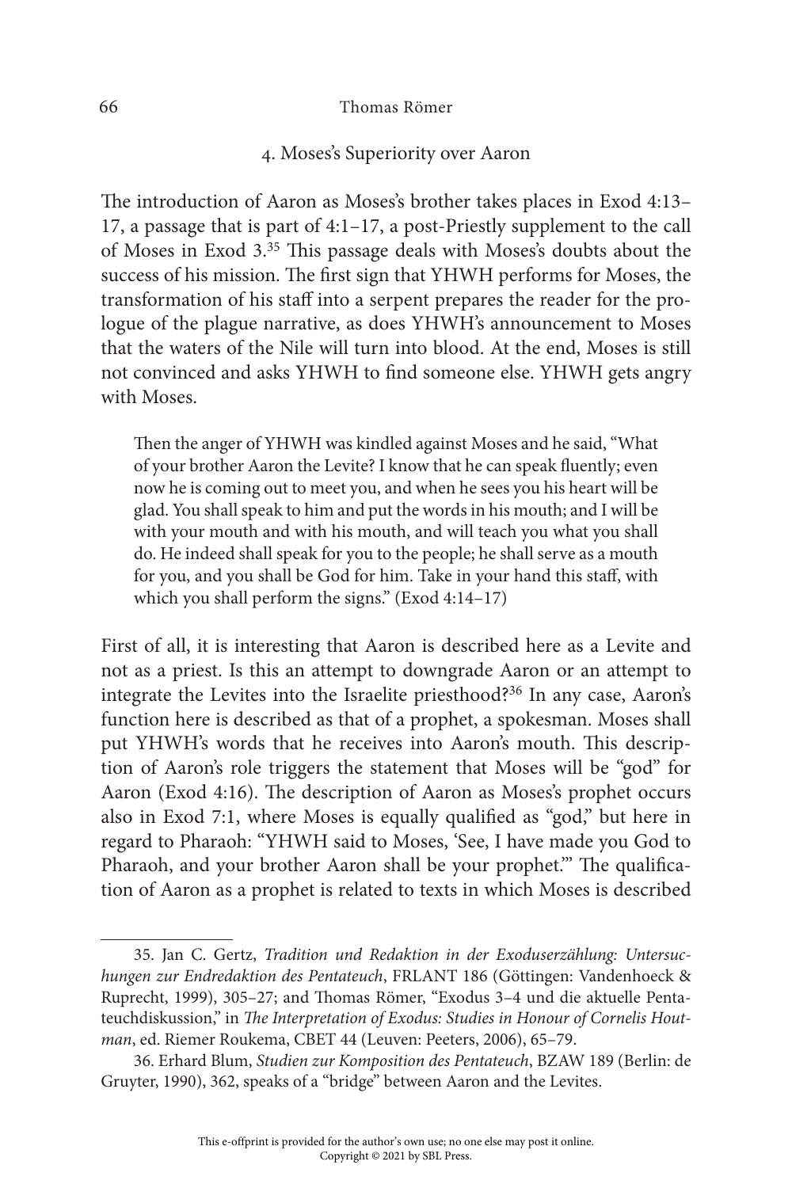## 4. Moses's Superiority over Aaron

The introduction of Aaron as Moses's brother takes places in Exod 4:13–17, a passage that is part of 4:1–17, a post-Priestly supplement to the call of Moses in Exod 3.[35] This passage deals with Moses's doubts about the success of his mission. The first sign that YHWH performs for Moses, the transformation of his staff into a serpent prepares the reader for the prologue of the plague narrative, as does YHWH's announcement to Moses that the waters of the Nile will turn into blood. At the end, Moses is still not convinced and asks YHWH to find someone else. YHWH gets angry with Moses.

> Then the anger of YHWH was kindled against Moses and he said, "What of your brother Aaron the Levite? I know that he can speak fluently; even now he is coming out to meet you, and when he sees you his heart will be glad. You shall speak to him and put the words in his mouth; and I will be with your mouth and with his mouth, and will teach you what you shall do. He indeed shall speak for you to the people; he shall serve as a mouth for you, and you shall be God for him. Take in your hand this staff, with which you shall perform the signs." (Exod 4:14–17)

First of all, it is interesting that Aaron is described here as a Levite and not as a priest. Is this an attempt to downgrade Aaron or an attempt to integrate the Levites into the Israelite priesthood?[36] In any case, Aaron's function here is described as that of a prophet, a spokesman. Moses shall put YHWH's words that he receives into Aaron's mouth. This description of Aaron's role triggers the statement that Moses will be "god" for Aaron (Exod 4:16). The description of Aaron as Moses's prophet occurs also in Exod 7:1, where Moses is equally qualified as "god," but here in regard to Pharaoh: "YHWH said to Moses, 'See, I have made you God to Pharaoh, and your brother Aaron shall be your prophet.'" The qualification of Aaron as a prophet is related to texts in which Moses is described

---

35. Jan C. Gertz, *Tradition und Redaktion in der Exoduserzählung: Untersuchungen zur Endredaktion des Pentateuch*, FRLANT 186 (Göttingen: Vandenhoeck & Ruprecht, 1999), 305–27; and Thomas Römer, "Exodus 3–4 und die aktuelle Pentateuchdiskussion," in *The Interpretation of Exodus: Studies in Honour of Cornelis Houtman*, ed. Riemer Roukema, CBET 44 (Leuven: Peeters, 2006), 65–79.

36. Erhard Blum, *Studien zur Komposition des Pentateuch*, BZAW 189 (Berlin: de Gruyter, 1990), 362, speaks of a "bridge" between Aaron and the Levites.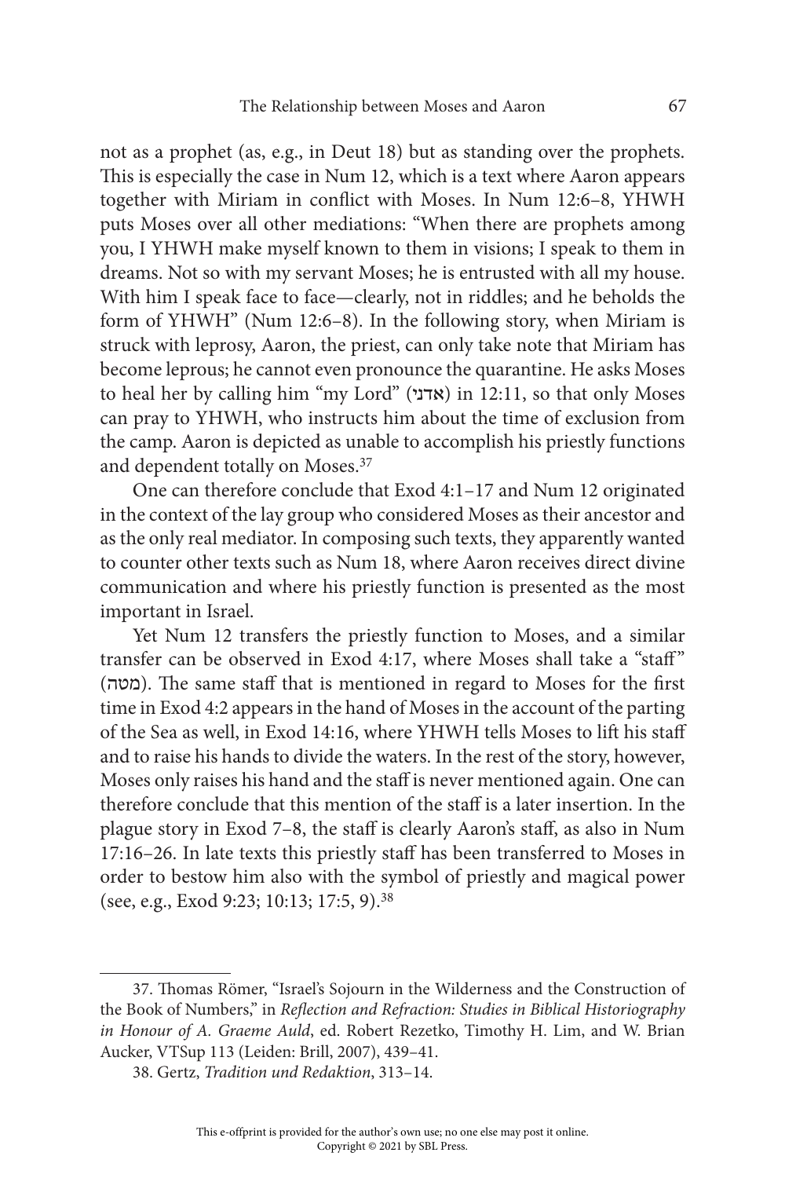not as a prophet (as, e.g., in Deut 18) but as standing over the prophets. This is especially the case in Num 12, which is a text where Aaron appears together with Miriam in conflict with Moses. In Num 12:6–8, YHWH puts Moses over all other mediations: "When there are prophets among you, I YHWH make myself known to them in visions; I speak to them in dreams. Not so with my servant Moses; he is entrusted with all my house. With him I speak face to face—clearly, not in riddles; and he beholds the form of YHWH" (Num 12:6–8). In the following story, when Miriam is struck with leprosy, Aaron, the priest, can only take note that Miriam has become leprous; he cannot even pronounce the quarantine. He asks Moses to heal her by calling him "my Lord" (אדני) in 12:11, so that only Moses can pray to YHWH, who instructs him about the time of exclusion from the camp. Aaron is depicted as unable to accomplish his priestly functions and dependent totally on Moses.[37]

One can therefore conclude that Exod 4:1–17 and Num 12 originated in the context of the lay group who considered Moses as their ancestor and as the only real mediator. In composing such texts, they apparently wanted to counter other texts such as Num 18, where Aaron receives direct divine communication and where his priestly function is presented as the most important in Israel.

Yet Num 12 transfers the priestly function to Moses, and a similar transfer can be observed in Exod 4:17, where Moses shall take a "staff" (מטה). The same staff that is mentioned in regard to Moses for the first time in Exod 4:2 appears in the hand of Moses in the account of the parting of the Sea as well, in Exod 14:16, where YHWH tells Moses to lift his staff and to raise his hands to divide the waters. In the rest of the story, however, Moses only raises his hand and the staff is never mentioned again. One can therefore conclude that this mention of the staff is a later insertion. In the plague story in Exod 7–8, the staff is clearly Aaron's staff, as also in Num 17:16–26. In late texts this priestly staff has been transferred to Moses in order to bestow him also with the symbol of priestly and magical power (see, e.g., Exod 9:23; 10:13; 17:5, 9).[38]

---

37. Thomas Römer, "Israel's Sojourn in the Wilderness and the Construction of the Book of Numbers," in *Reflection and Refraction: Studies in Biblical Historiography in Honour of A. Graeme Auld*, ed. Robert Rezetko, Timothy H. Lim, and W. Brian Aucker, VTSup 113 (Leiden: Brill, 2007), 439–41.

38. Gertz, *Tradition und Redaktion*, 313–14.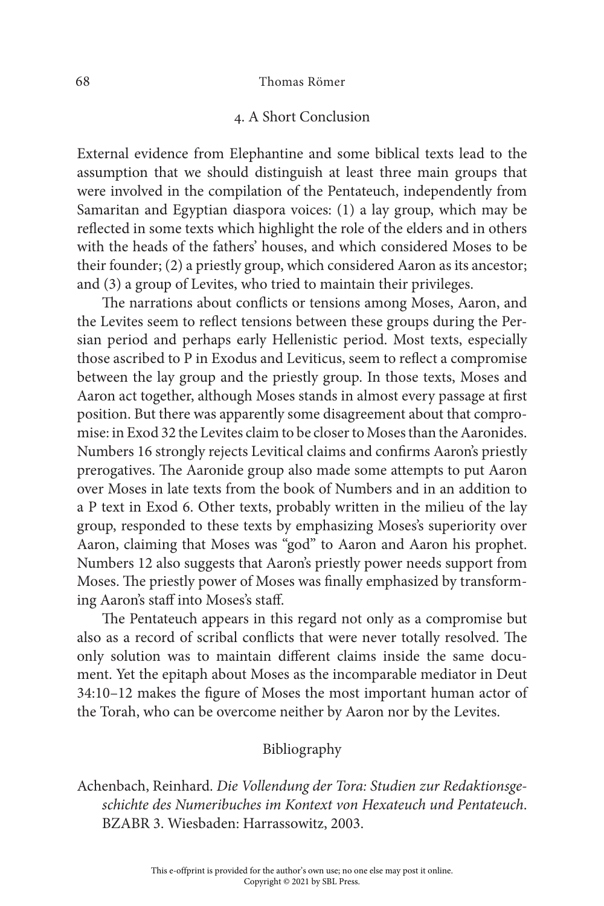## 4. A Short Conclusion

External evidence from Elephantine and some biblical texts lead to the assumption that we should distinguish at least three main groups that were involved in the compilation of the Pentateuch, independently from Samaritan and Egyptian diaspora voices: (1) a lay group, which may be reflected in some texts which highlight the role of the elders and in others with the heads of the fathers' houses, and which considered Moses to be their founder; (2) a priestly group, which considered Aaron as its ancestor; and (3) a group of Levites, who tried to maintain their privileges.

The narrations about conflicts or tensions among Moses, Aaron, and the Levites seem to reflect tensions between these groups during the Persian period and perhaps early Hellenistic period. Most texts, especially those ascribed to P in Exodus and Leviticus, seem to reflect a compromise between the lay group and the priestly group. In those texts, Moses and Aaron act together, although Moses stands in almost every passage at first position. But there was apparently some disagreement about that compromise: in Exod 32 the Levites claim to be closer to Moses than the Aaronides. Numbers 16 strongly rejects Levitical claims and confirms Aaron's priestly prerogatives. The Aaronide group also made some attempts to put Aaron over Moses in late texts from the book of Numbers and in an addition to a P text in Exod 6. Other texts, probably written in the milieu of the lay group, responded to these texts by emphasizing Moses's superiority over Aaron, claiming that Moses was "god" to Aaron and Aaron his prophet. Numbers 12 also suggests that Aaron's priestly power needs support from Moses. The priestly power of Moses was finally emphasized by transforming Aaron's staff into Moses's staff.

The Pentateuch appears in this regard not only as a compromise but also as a record of scribal conflicts that were never totally resolved. The only solution was to maintain different claims inside the same document. Yet the epitaph about Moses as the incomparable mediator in Deut 34:10–12 makes the figure of Moses the most important human actor of the Torah, who can be overcome neither by Aaron nor by the Levites.

## Bibliography

Achenbach, Reinhard. *Die Vollendung der Tora: Studien zur Redaktionsgeschichte des Numeribuches im Kontext von Hexateuch und Pentateuch*. BZABR 3. Wiesbaden: Harrassowitz, 2003.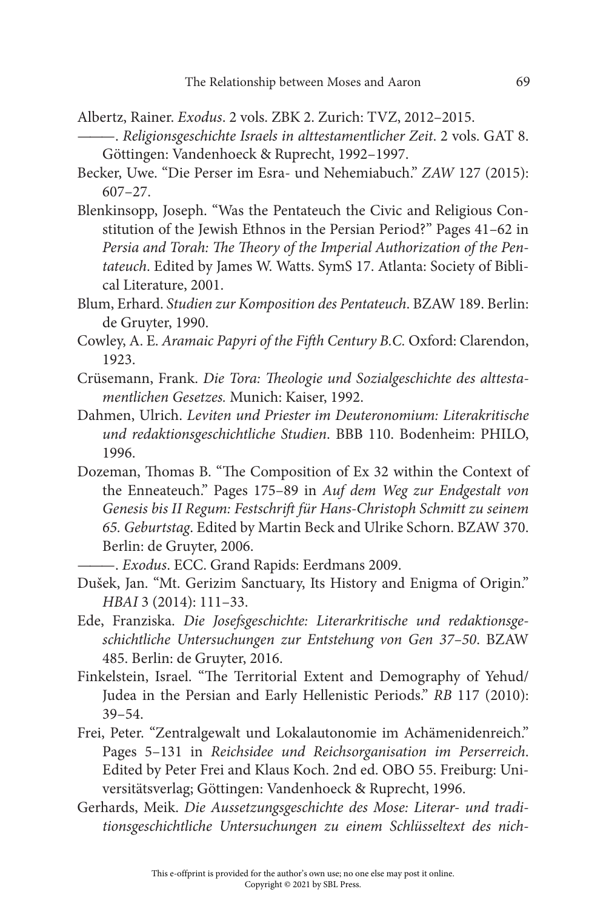Albertz, Rainer. *Exodus*. 2 vols. ZBK 2. Zurich: TVZ, 2012–2015.

———. *Religionsgeschichte Israels in alttestamentlicher Zeit*. 2 vols. GAT 8. Göttingen: Vandenhoeck & Ruprecht, 1992–1997.

Becker, Uwe. "Die Perser im Esra- und Nehemiabuch." *ZAW* 127 (2015): 607–27.

Blenkinsopp, Joseph. "Was the Pentateuch the Civic and Religious Constitution of the Jewish Ethnos in the Persian Period?" Pages 41–62 in *Persia and Torah: The Theory of the Imperial Authorization of the Pentateuch*. Edited by James W. Watts. SymS 17. Atlanta: Society of Biblical Literature, 2001.

Blum, Erhard. *Studien zur Komposition des Pentateuch*. BZAW 189. Berlin: de Gruyter, 1990.

Cowley, A. E. *Aramaic Papyri of the Fifth Century B.C.* Oxford: Clarendon, 1923.

Crüsemann, Frank. *Die Tora: Theologie und Sozialgeschichte des alttestamentlichen Gesetzes.* Munich: Kaiser, 1992.

Dahmen, Ulrich. *Leviten und Priester im Deuteronomium: Literakritische und redaktionsgeschichtliche Studien*. BBB 110. Bodenheim: PHILO, 1996.

Dozeman, Thomas B. "The Composition of Ex 32 within the Context of the Enneateuch." Pages 175–89 in *Auf dem Weg zur Endgestalt von Genesis bis II Regum: Festschrift für Hans-Christoph Schmitt zu seinem 65. Geburtstag*. Edited by Martin Beck and Ulrike Schorn. BZAW 370. Berlin: de Gruyter, 2006.

———. *Exodus*. ECC. Grand Rapids: Eerdmans 2009.

Dušek, Jan. "Mt. Gerizim Sanctuary, Its History and Enigma of Origin." *HBAI* 3 (2014): 111–33.

Ede, Franziska. *Die Josefsgeschichte: Literarkritische und redaktionsgeschichtliche Untersuchungen zur Entstehung von Gen 37–50*. BZAW 485. Berlin: de Gruyter, 2016.

Finkelstein, Israel. "The Territorial Extent and Demography of Yehud/Judea in the Persian and Early Hellenistic Periods." *RB* 117 (2010): 39–54.

Frei, Peter. "Zentralgewalt und Lokalautonomie im Achämenidenreich." Pages 5–131 in *Reichsidee und Reichsorganisation im Perserreich*. Edited by Peter Frei and Klaus Koch. 2nd ed. OBO 55. Freiburg: Universitätsverlag; Göttingen: Vandenhoeck & Ruprecht, 1996.

Gerhards, Meik. *Die Aussetzungsgeschichte des Mose: Literar- und traditionsgeschichtliche Untersuchungen zu einem Schlüsseltext des nich-*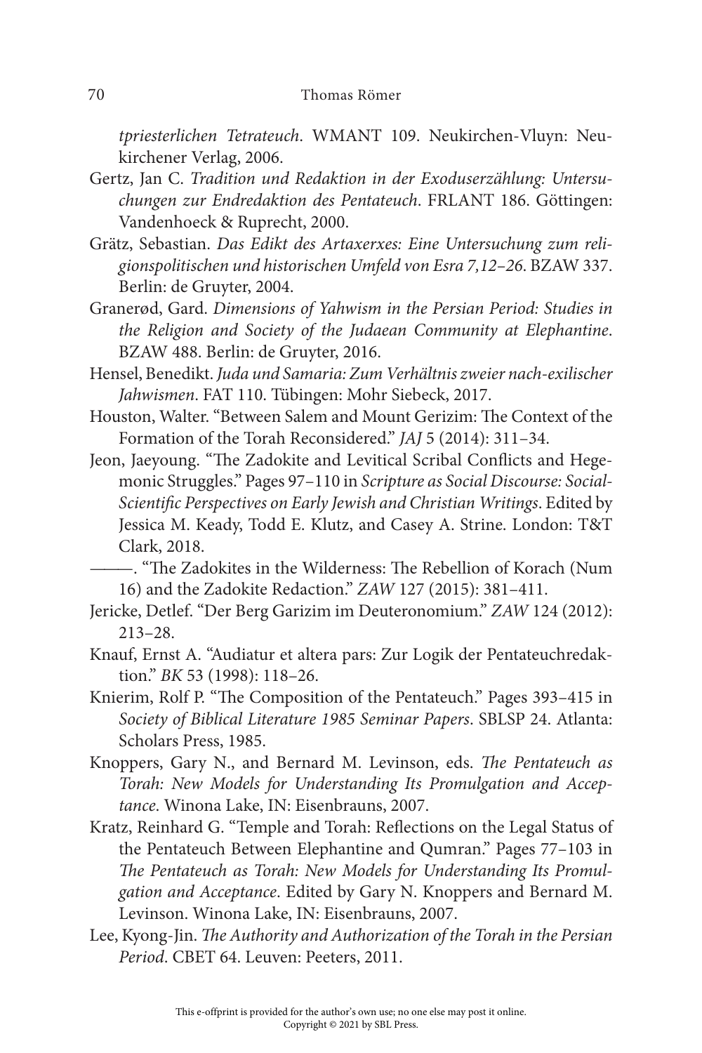*tpriesterlichen Tetrateuch*. WMANT 109. Neukirchen-Vluyn: Neukirchener Verlag, 2006.

Gertz, Jan C. *Tradition und Redaktion in der Exoduserzählung: Untersuchungen zur Endredaktion des Pentateuch*. FRLANT 186. Göttingen: Vandenhoeck & Ruprecht, 2000.

Grätz, Sebastian. *Das Edikt des Artaxerxes: Eine Untersuchung zum religionspolitischen und historischen Umfeld von Esra 7,12–26*. BZAW 337. Berlin: de Gruyter, 2004.

Granerød, Gard. *Dimensions of Yahwism in the Persian Period: Studies in the Religion and Society of the Judaean Community at Elephantine*. BZAW 488. Berlin: de Gruyter, 2016.

Hensel, Benedikt. *Juda und Samaria: Zum Verhältnis zweier nach-exilischer Jahwismen*. FAT 110. Tübingen: Mohr Siebeck, 2017.

Houston, Walter. "Between Salem and Mount Gerizim: The Context of the Formation of the Torah Reconsidered." *JAJ* 5 (2014): 311–34.

Jeon, Jaeyoung. "The Zadokite and Levitical Scribal Conflicts and Hegemonic Struggles." Pages 97–110 in *Scripture as Social Discourse: Social-Scientific Perspectives on Early Jewish and Christian Writings*. Edited by Jessica M. Keady, Todd E. Klutz, and Casey A. Strine. London: T&T Clark, 2018.

———. "The Zadokites in the Wilderness: The Rebellion of Korach (Num 16) and the Zadokite Redaction." *ZAW* 127 (2015): 381–411.

Jericke, Detlef. "Der Berg Garizim im Deuteronomium." *ZAW* 124 (2012): 213–28.

Knauf, Ernst A. "Audiatur et altera pars: Zur Logik der Pentateuchredaktion." *BK* 53 (1998): 118–26.

Knierim, Rolf P. "The Composition of the Pentateuch." Pages 393–415 in *Society of Biblical Literature 1985 Seminar Papers*. SBLSP 24. Atlanta: Scholars Press, 1985.

Knoppers, Gary N., and Bernard M. Levinson, eds. *The Pentateuch as Torah: New Models for Understanding Its Promulgation and Acceptance*. Winona Lake, IN: Eisenbrauns, 2007.

Kratz, Reinhard G. "Temple and Torah: Reflections on the Legal Status of the Pentateuch Between Elephantine and Qumran." Pages 77–103 in *The Pentateuch as Torah: New Models for Understanding Its Promulgation and Acceptance*. Edited by Gary N. Knoppers and Bernard M. Levinson. Winona Lake, IN: Eisenbrauns, 2007.

Lee, Kyong-Jin. *The Authority and Authorization of the Torah in the Persian Period*. CBET 64. Leuven: Peeters, 2011.

This e-offprint is provided for the author's own use; no one else may post it online.
Copyright © 2021 by SBL Press.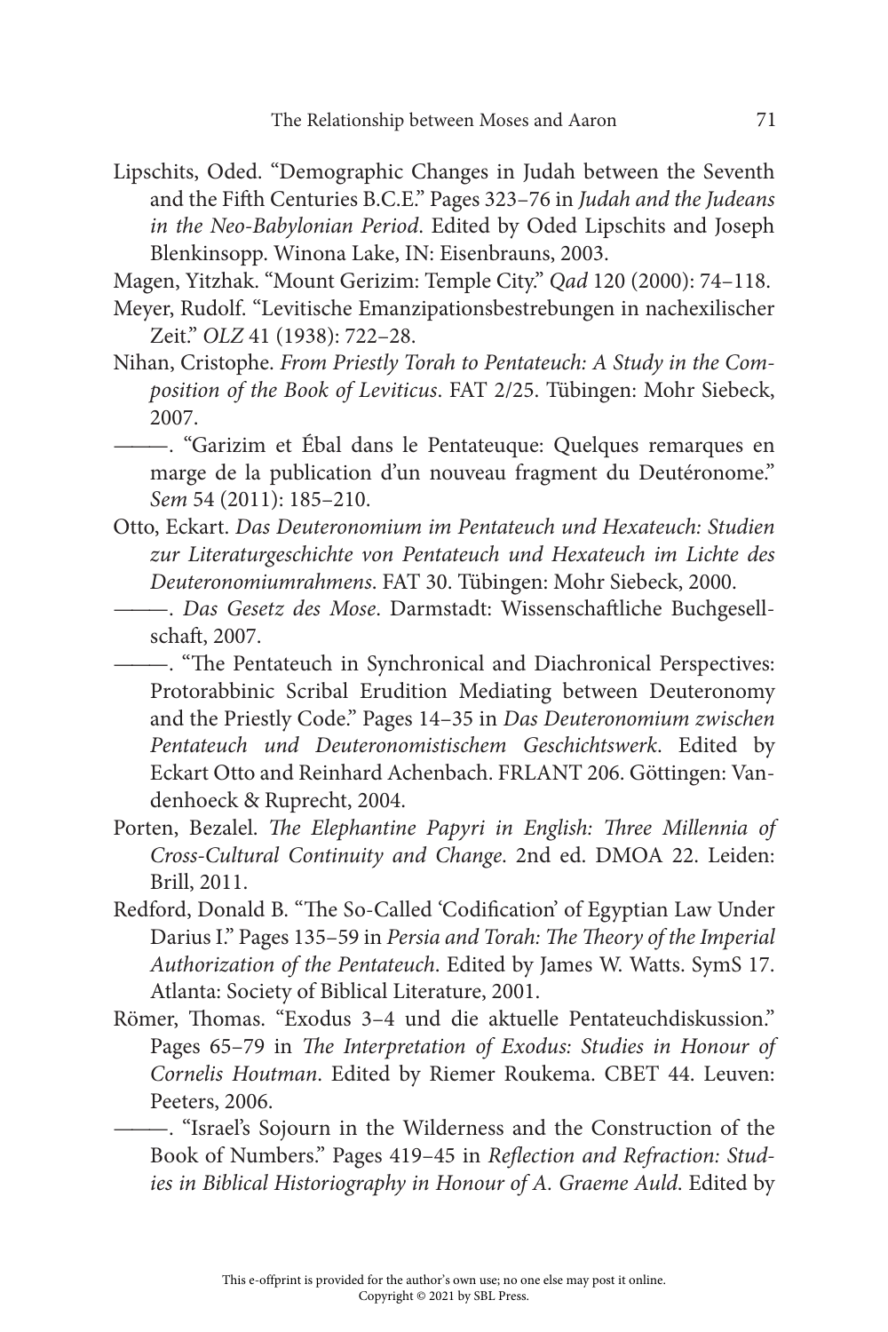Lipschits, Oded. "Demographic Changes in Judah between the Seventh and the Fifth Centuries B.C.E." Pages 323–76 in *Judah and the Judeans in the Neo-Babylonian Period*. Edited by Oded Lipschits and Joseph Blenkinsopp. Winona Lake, IN: Eisenbrauns, 2003.

Magen, Yitzhak. "Mount Gerizim: Temple City." *Qad* 120 (2000): 74–118.

Meyer, Rudolf. "Levitische Emanzipationsbestrebungen in nachexilischer Zeit." *OLZ* 41 (1938): 722–28.

Nihan, Cristophe. *From Priestly Torah to Pentateuch: A Study in the Composition of the Book of Leviticus*. FAT 2/25. Tübingen: Mohr Siebeck, 2007.

———. "Garizim et Ébal dans le Pentateuque: Quelques remarques en marge de la publication d'un nouveau fragment du Deutéronome." *Sem* 54 (2011): 185–210.

Otto, Eckart. *Das Deuteronomium im Pentateuch und Hexateuch: Studien zur Literaturgeschichte von Pentateuch und Hexateuch im Lichte des Deuteronomiumrahmens*. FAT 30. Tübingen: Mohr Siebeck, 2000.

———. *Das Gesetz des Mose*. Darmstadt: Wissenschaftliche Buchgesellschaft, 2007.

———. "The Pentateuch in Synchronical and Diachronical Perspectives: Protorabbinic Scribal Erudition Mediating between Deuteronomy and the Priestly Code." Pages 14–35 in *Das Deuteronomium zwischen Pentateuch und Deuteronomistischem Geschichtswerk*. Edited by Eckart Otto and Reinhard Achenbach. FRLANT 206. Göttingen: Vandenhoeck & Ruprecht, 2004.

Porten, Bezalel. *The Elephantine Papyri in English: Three Millennia of Cross-Cultural Continuity and Change*. 2nd ed. DMOA 22. Leiden: Brill, 2011.

Redford, Donald B. "The So-Called 'Codification' of Egyptian Law Under Darius I." Pages 135–59 in *Persia and Torah: The Theory of the Imperial Authorization of the Pentateuch*. Edited by James W. Watts. SymS 17. Atlanta: Society of Biblical Literature, 2001.

Römer, Thomas. "Exodus 3–4 und die aktuelle Pentateuchdiskussion." Pages 65–79 in *The Interpretation of Exodus: Studies in Honour of Cornelis Houtman*. Edited by Riemer Roukema. CBET 44. Leuven: Peeters, 2006.

———. "Israel's Sojourn in the Wilderness and the Construction of the Book of Numbers." Pages 419–45 in *Reflection and Refraction: Studies in Biblical Historiography in Honour of A. Graeme Auld*. Edited by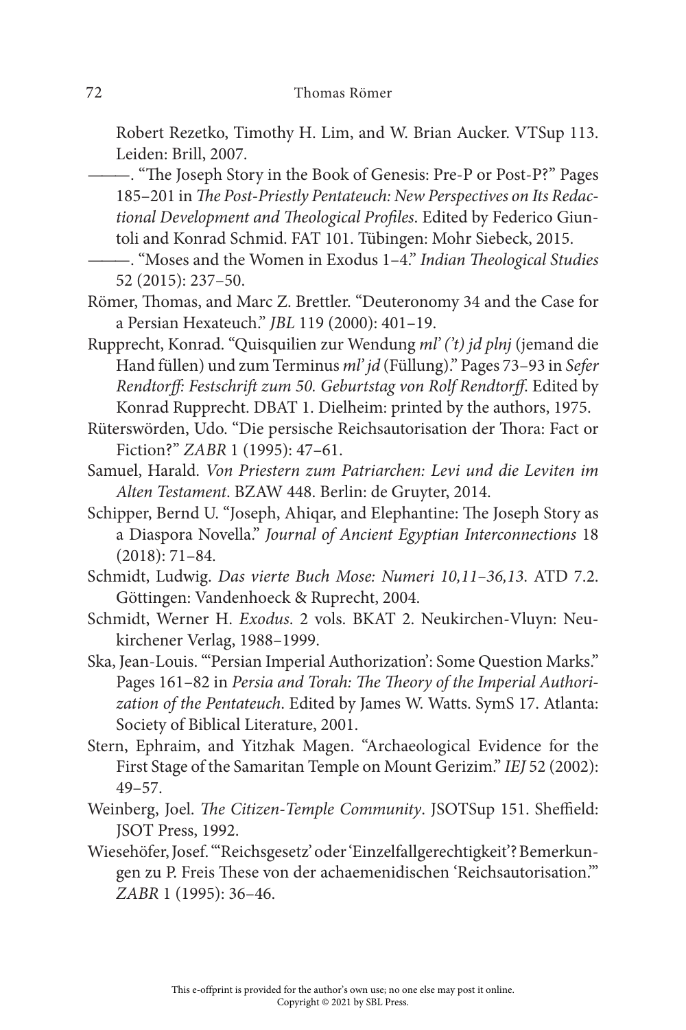Robert Rezetko, Timothy H. Lim, and W. Brian Aucker. VTSup 113. Leiden: Brill, 2007.

———. "The Joseph Story in the Book of Genesis: Pre-P or Post-P?" Pages 185–201 in *The Post-Priestly Pentateuch: New Perspectives on Its Redactional Development and Theological Profiles*. Edited by Federico Giuntoli and Konrad Schmid. FAT 101. Tübingen: Mohr Siebeck, 2015.

———. "Moses and the Women in Exodus 1–4." *Indian Theological Studies* 52 (2015): 237–50.

Römer, Thomas, and Marc Z. Brettler. "Deuteronomy 34 and the Case for a Persian Hexateuch." *JBL* 119 (2000): 401–19.

Rupprecht, Konrad. "Quisquilien zur Wendung *ml' ('t) jd plnj* (jemand die Hand füllen) und zum Terminus *ml' jd* (Füllung)." Pages 73–93 in *Sefer Rendtorff: Festschrift zum 50. Geburtstag von Rolf Rendtorff*. Edited by Konrad Rupprecht. DBAT 1. Dielheim: printed by the authors, 1975.

Rüterswörden, Udo. "Die persische Reichsautorisation der Thora: Fact or Fiction?" *ZABR* 1 (1995): 47–61.

Samuel, Harald. *Von Priestern zum Patriarchen: Levi und die Leviten im Alten Testament*. BZAW 448. Berlin: de Gruyter, 2014.

Schipper, Bernd U. "Joseph, Ahiqar, and Elephantine: The Joseph Story as a Diaspora Novella." *Journal of Ancient Egyptian Interconnections* 18 (2018): 71–84.

Schmidt, Ludwig. *Das vierte Buch Mose: Numeri 10,11–36,13*. ATD 7.2. Göttingen: Vandenhoeck & Ruprecht, 2004.

Schmidt, Werner H. *Exodus*. 2 vols. BKAT 2. Neukirchen-Vluyn: Neukirchener Verlag, 1988–1999.

Ska, Jean-Louis. "'Persian Imperial Authorization': Some Question Marks." Pages 161–82 in *Persia and Torah: The Theory of the Imperial Authorization of the Pentateuch*. Edited by James W. Watts. SymS 17. Atlanta: Society of Biblical Literature, 2001.

Stern, Ephraim, and Yitzhak Magen. "Archaeological Evidence for the First Stage of the Samaritan Temple on Mount Gerizim." *IEJ* 52 (2002): 49–57.

Weinberg, Joel. *The Citizen-Temple Community*. JSOTSup 151. Sheffield: JSOT Press, 1992.

Wiesehöfer, Josef. "'Reichsgesetz' oder 'Einzelfallgerechtigkeit'? Bemerkungen zu P. Freis These von der achaemenidischen 'Reichsautorisation.'" *ZABR* 1 (1995): 36–46.

This e-offprint is provided for the author's own use; no one else may post it online.
Copyright © 2021 by SBL Press.